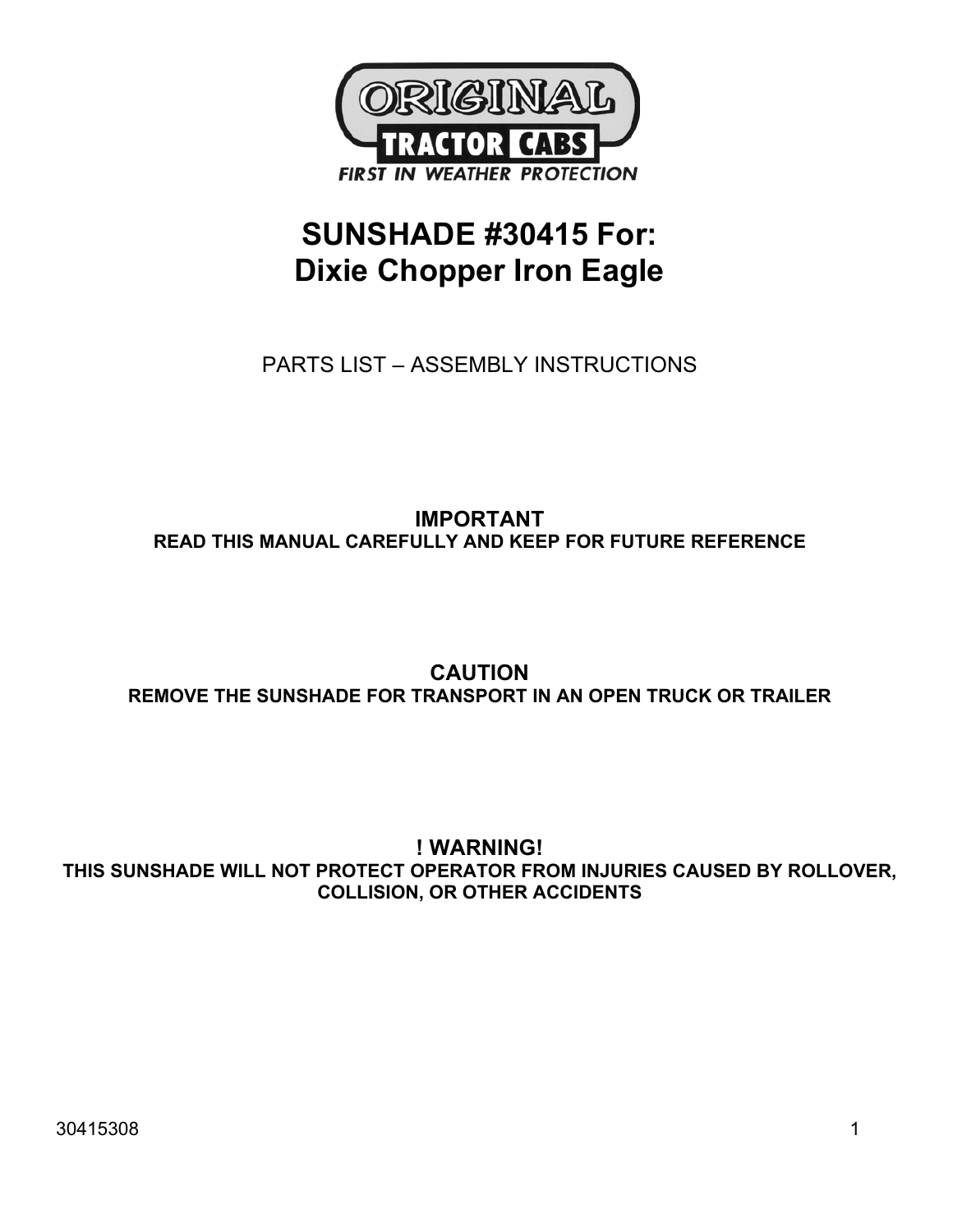ORIGINAL TRACTOR CABS

FIRST IN WEATHER PROTECTION

# SUNSHADE #30415 For: Dixie Chopper Iron Eagle

PARTS LIST – ASSEMBLY INSTRUCTIONS

## IMPORTANT

**READ THIS MANUAL CAREFULLY AND KEEP FOR FUTURE REFERENCE**

## CAUTION

**REMOVE THE SUNSHADE FOR TRANSPORT IN AN OPEN TRUCK OR TRAILER**

## ! WARNING!

**THIS SUNSHADE WILL NOT PROTECT OPERATOR FROM INJURIES CAUSED BY ROLLOVER, COLLISION, OR OTHER ACCIDENTS**

30415308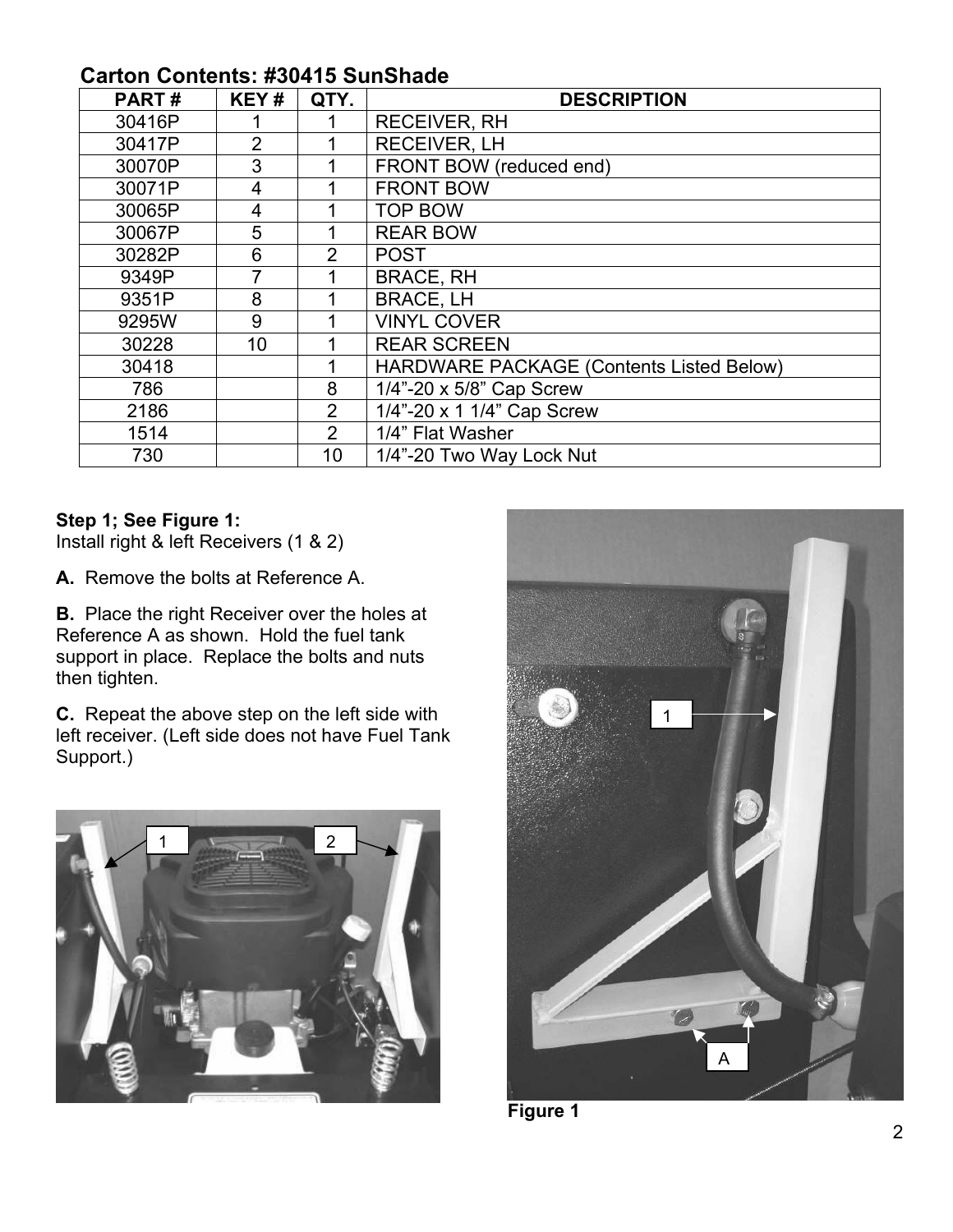## Carton Contents: #30415 SunShade

| PART # | KEY # | QTY. | DESCRIPTION |
|---|---|---|---|
| 30416P | 1 | 1 | RECEIVER, RH |
| 30417P | 2 | 1 | RECEIVER, LH |
| 30070P | 3 | 1 | FRONT BOW (reduced end) |
| 30071P | 4 | 1 | FRONT BOW |
| 30065P | 4 | 1 | TOP BOW |
| 30067P | 5 | 1 | REAR BOW |
| 30282P | 6 | 2 | POST |
| 9349P | 7 | 1 | BRACE, RH |
| 9351P | 8 | 1 | BRACE, LH |
| 9295W | 9 | 1 | VINYL COVER |
| 30228 | 10 | 1 | REAR SCREEN |
| 30418 | | 1 | HARDWARE PACKAGE (Contents Listed Below) |
| 786 | | 8 | 1/4"-20 x 5/8" Cap Screw |
| 2186 | | 2 | 1/4"-20 x 1 1/4" Cap Screw |
| 1514 | | 2 | 1/4" Flat Washer |
| 730 | | 10 | 1/4"-20 Two Way Lock Nut |

**Step 1; See Figure 1:**
Install right & left Receivers (1 & 2)

**A.** Remove the bolts at Reference A.

**B.** Place the right Receiver over the holes at Reference A as shown. Hold the fuel tank support in place. Replace the bolts and nuts then tighten.

**C.** Repeat the above step on the left side with left receiver. (Left side does not have Fuel Tank Support.)

**Figure 1**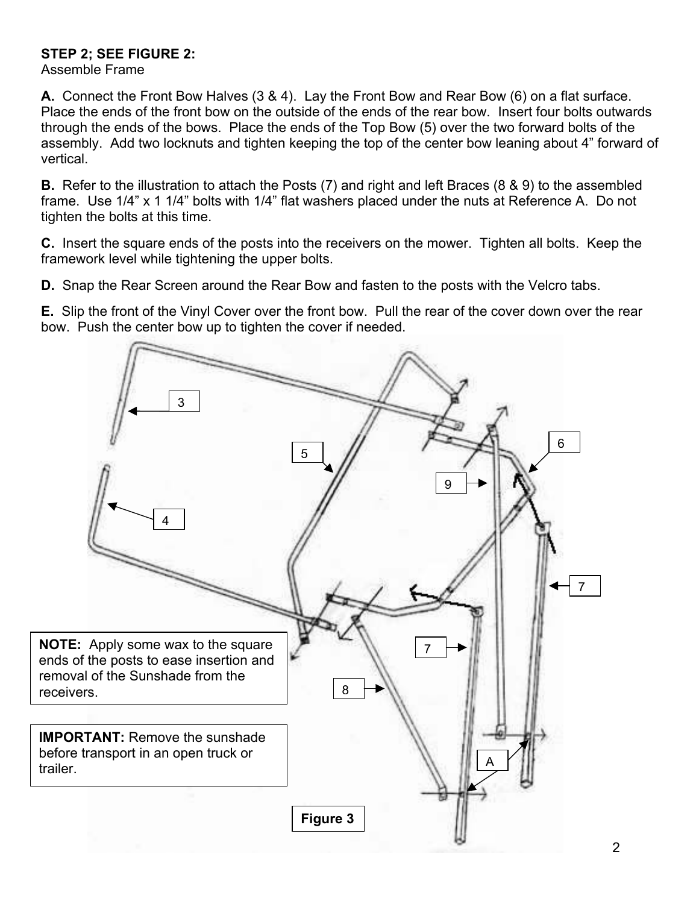**STEP 2; SEE FIGURE 2:**
Assemble Frame

**A.** Connect the Front Bow Halves (3 & 4). Lay the Front Bow and Rear Bow (6) on a flat surface. Place the ends of the front bow on the outside of the ends of the rear bow. Insert four bolts outwards through the ends of the bows. Place the ends of the Top Bow (5) over the two forward bolts of the assembly. Add two locknuts and tighten keeping the top of the center bow leaning about 4" forward of vertical.

**B.** Refer to the illustration to attach the Posts (7) and right and left Braces (8 & 9) to the assembled frame. Use 1/4" x 1 1/4" bolts with 1/4" flat washers placed under the nuts at Reference A. Do not tighten the bolts at this time.

**C.** Insert the square ends of the posts into the receivers on the mower. Tighten all bolts. Keep the framework level while tightening the upper bolts.

**D.** Snap the Rear Screen around the Rear Bow and fasten to the posts with the Velcro tabs.

**E.** Slip the front of the Vinyl Cover over the front bow. Pull the rear of the cover down over the rear bow. Push the center bow up to tighten the cover if needed.

**NOTE:** Apply some wax to the square ends of the posts to ease insertion and removal of the Sunshade from the receivers.

**IMPORTANT:** Remove the sunshade before transport in an open truck or trailer.

**Figure 3**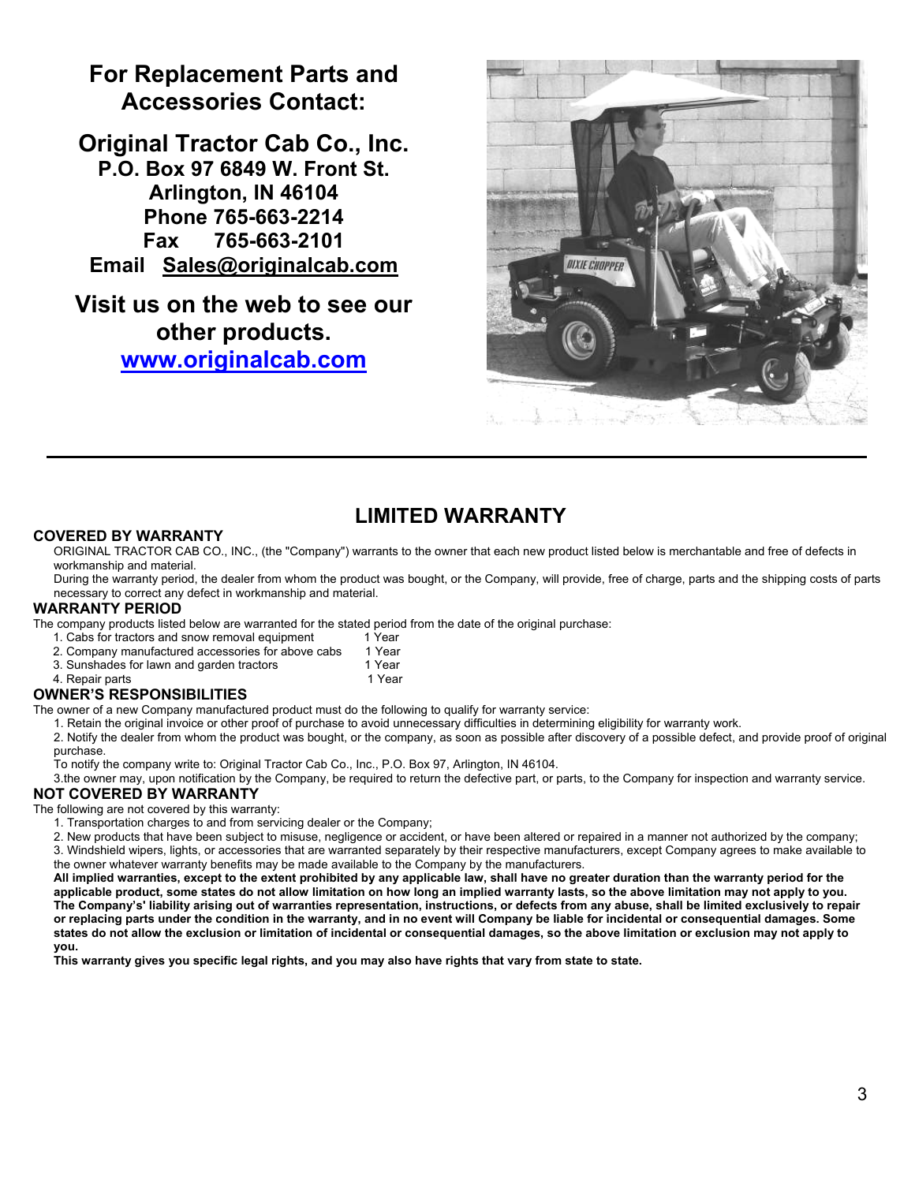## For Replacement Parts and Accessories Contact:

**Original Tractor Cab Co., Inc.**
**P.O. Box 97 6849 W. Front St.**
**Arlington, IN 46104**
**Phone 765-663-2214**
**Fax 765-663-2101**
**Email Sales@originalcab.com**

**Visit us on the web to see our other products.**
**www.originalcab.com**

---

## LIMITED WARRANTY

### COVERED BY WARRANTY

ORIGINAL TRACTOR CAB CO., INC., (the "Company") warrants to the owner that each new product listed below is merchantable and free of defects in workmanship and material.

During the warranty period, the dealer from whom the product was bought, or the Company, will provide, free of charge, parts and the shipping costs of parts necessary to correct any defect in workmanship and material.

### WARRANTY PERIOD

The company products listed below are warranted for the stated period from the date of the original purchase:

| | |
|---|---|
| 1. Cabs for tractors and snow removal equipment | 1 Year |
| 2. Company manufactured accessories for above cabs | 1 Year |
| 3. Sunshades for lawn and garden tractors | 1 Year |
| 4. Repair parts | 1 Year |

### OWNER'S RESPONSIBILITIES

The owner of a new Company manufactured product must do the following to qualify for warranty service:

1. Retain the original invoice or other proof of purchase to avoid unnecessary difficulties in determining eligibility for warranty work.
2. Notify the dealer from whom the product was bought, or the company, as soon as possible after discovery of a possible defect, and provide proof of original purchase.

To notify the company write to: Original Tractor Cab Co., Inc., P.O. Box 97, Arlington, IN 46104.

3.the owner may, upon notification by the Company, be required to return the defective part, or parts, to the Company for inspection and warranty service.

### NOT COVERED BY WARRANTY

The following are not covered by this warranty:

1. Transportation charges to and from servicing dealer or the Company;
2. New products that have been subject to misuse, negligence or accident, or have been altered or repaired in a manner not authorized by the company;
3. Windshield wipers, lights, or accessories that are warranted separately by their respective manufacturers, except Company agrees to make available to the owner whatever warranty benefits may be made available to the Company by the manufacturers.

**All implied warranties, except to the extent prohibited by any applicable law, shall have no greater duration than the warranty period for the applicable product, some states do not allow limitation on how long an implied warranty lasts, so the above limitation may not apply to you. The Company's' liability arising out of warranties representation, instructions, or defects from any abuse, shall be limited exclusively to repair or replacing parts under the condition in the warranty, and in no event will Company be liable for incidental or consequential damages. Some states do not allow the exclusion or limitation of incidental or consequential damages, so the above limitation or exclusion may not apply to you.**

**This warranty gives you specific legal rights, and you may also have rights that vary from state to state.**